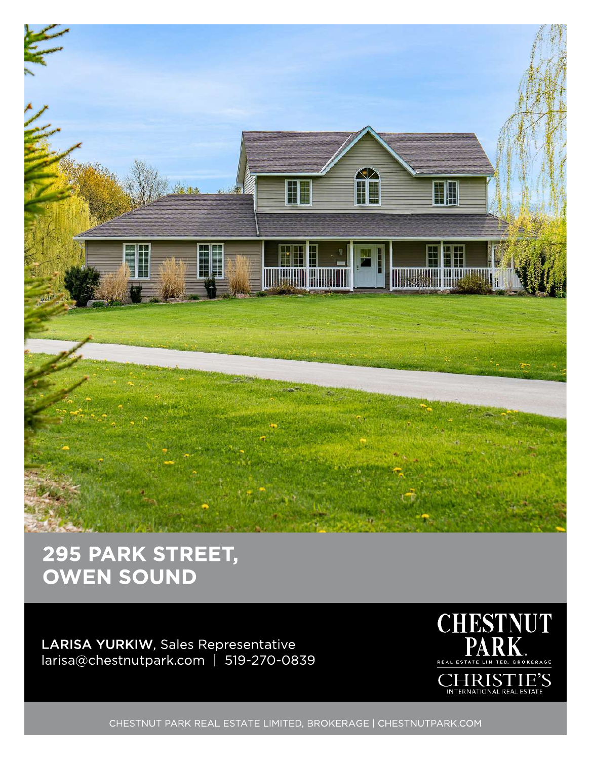# 295 PARK STREET, OWEN SOUND

**LARISA YURKIW**, Sales Representative
larisa@chestnutpark.com | 519-270-0839

CHESTNUT PARK
REAL ESTATE LIMITED, BROKERAGE
CHRISTIE'S
INTERNATIONAL REAL ESTATE

CHESTNUT PARK REAL ESTATE LIMITED, BROKERAGE | CHESTNUTPARK.COM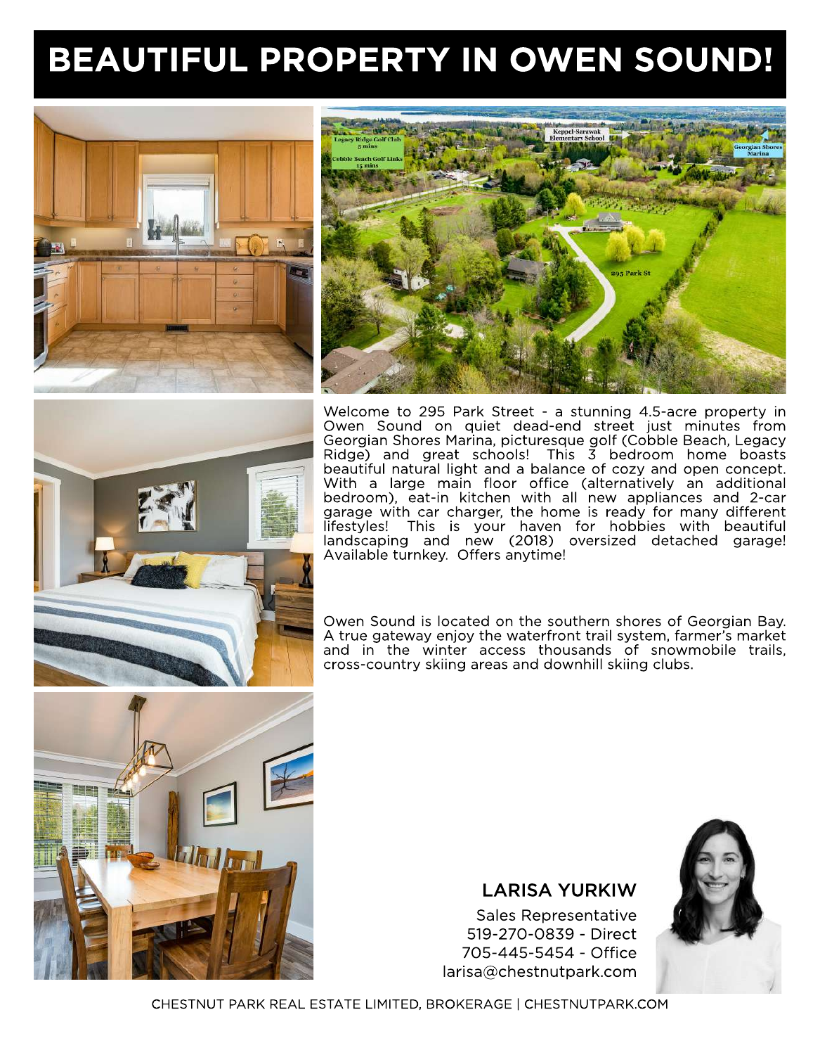# BEAUTIFUL PROPERTY IN OWEN SOUND!

Welcome to 295 Park Street - a stunning 4.5-acre property in Owen Sound on quiet dead-end street just minutes from Georgian Shores Marina, picturesque golf (Cobble Beach, Legacy Ridge) and great schools! This 3 bedroom home boasts beautiful natural light and a balance of cozy and open concept. With a large main floor office (alternatively an additional bedroom), eat-in kitchen with all new appliances and 2-car garage with car charger, the home is ready for many different lifestyles! This is your haven for hobbies with beautiful landscaping and new (2018) oversized detached garage! Available turnkey. Offers anytime!

Owen Sound is located on the southern shores of Georgian Bay. A true gateway enjoy the waterfront trail system, farmer's market and in the winter access thousands of snowmobile trails, cross-country skiing areas and downhill skiing clubs.

**LARISA YURKIW**

Sales Representative
519-270-0839 - Direct
705-445-5454 - Office
larisa@chestnutpark.com

CHESTNUT PARK REAL ESTATE LIMITED, BROKERAGE | CHESTNUTPARK.COM